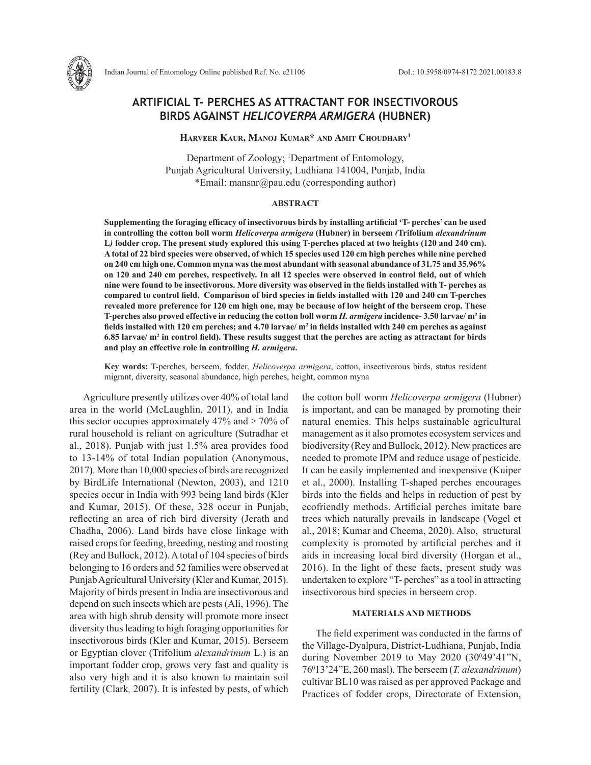# ARTIFICIAL T- PERCHES AS ATTRACTANT FOR INSECTIVOROUS BIRDS AGAINST *HELICOVERPA ARMIGERA* (HUBNER)

**Harveer Kaur, Manoj Kumar\* and Amit Choudhary[1]**

Department of Zoology; [1]Department of Entomology,
Punjab Agricultural University, Ludhiana 141004, Punjab, India
\*Email: mansnr@pau.edu (corresponding author)

## ABSTRACT

**Supplementing the foraging efficacy of insectivorous birds by installing artificial 'T- perches' can be used in controlling the cotton boll worm *Helicoverpa armigera* (Hubner) in berseem *(*Trifolium *alexandrinum* L*)* fodder crop. The present study explored this using T-perches placed at two heights (120 and 240 cm). A total of 22 bird species were observed, of which 15 species used 120 cm high perches while nine perched on 240 cm high one. Common myna was the most abundant with seasonal abundance of 31.75 and 35.96% on 120 and 240 cm perches, respectively. In all 12 species were observed in control field, out of which nine were found to be insectivorous. More diversity was observed in the fields installed with T- perches as compared to control field. Comparison of bird species in fields installed with 120 and 240 cm T-perches revealed more preference for 120 cm high one, may be because of low height of the berseem crop. These T-perches also proved effective in reducing the cotton boll worm *H. armigera* incidence- 3.50 larvae/ m$^2$ in fields installed with 120 cm perches; and 4.70 larvae/ m$^2$ in fields installed with 240 cm perches as against 6.85 larvae/ m$^2$ in control field). These results suggest that the perches are acting as attractant for birds and play an effective role in controlling *H. armigera*.**

**Key words:** T-perches, berseem, fodder, *Helicoverpa armigera*, cotton, insectivorous birds, status resident migrant, diversity, seasonal abundance, high perches, height, common myna

Agriculture presently utilizes over 40% of total land area in the world (McLaughlin, 2011), and in India this sector occupies approximately 47% and > 70% of rural household is reliant on agriculture (Sutradhar et al., 2018). Punjab with just 1.5% area provides food to 13-14% of total Indian population (Anonymous, 2017). More than 10,000 species of birds are recognized by BirdLife International (Newton, 2003), and 1210 species occur in India with 993 being land birds (Kler and Kumar, 2015). Of these, 328 occur in Punjab, reflecting an area of rich bird diversity (Jerath and Chadha, 2006). Land birds have close linkage with raised crops for feeding, breeding, nesting and roosting (Rey and Bullock, 2012). A total of 104 species of birds belonging to 16 orders and 52 families were observed at Punjab Agricultural University (Kler and Kumar, 2015). Majority of birds present in India are insectivorous and depend on such insects which are pests (Ali, 1996). The area with high shrub density will promote more insect diversity thus leading to high foraging opportunities for insectivorous birds (Kler and Kumar, 2015). Berseem or Egyptian clover (Trifolium *alexandrinum* L.) is an important fodder crop, grows very fast and quality is also very high and it is also known to maintain soil fertility (Clark*,* 2007). It is infested by pests, of which the cotton boll worm *Helicoverpa armigera* (Hubner) is important, and can be managed by promoting their natural enemies. This helps sustainable agricultural management as it also promotes ecosystem services and biodiversity (Rey and Bullock, 2012). New practices are needed to promote IPM and reduce usage of pesticide. It can be easily implemented and inexpensive (Kuiper et al., 2000). Installing T-shaped perches encourages birds into the fields and helps in reduction of pest by ecofriendly methods. Artificial perches imitate bare trees which naturally prevails in landscape (Vogel et al., 2018; Kumar and Cheema, 2020). Also, structural complexity is promoted by artificial perches and it aids in increasing local bird diversity (Horgan et al., 2016). In the light of these facts, present study was undertaken to explore "T- perches" as a tool in attracting insectivorous bird species in berseem crop.

## MATERIALS AND METHODS

The field experiment was conducted in the farms of the Village-Dyalpura, District-Ludhiana, Punjab, India during November 2019 to May 2020 (30$^0$49'41"N, 76$^0$13'24"E, 260 masl). The berseem (*T. alexandrinum*) cultivar BL10 was raised as per approved Package and Practices of fodder crops, Directorate of Extension,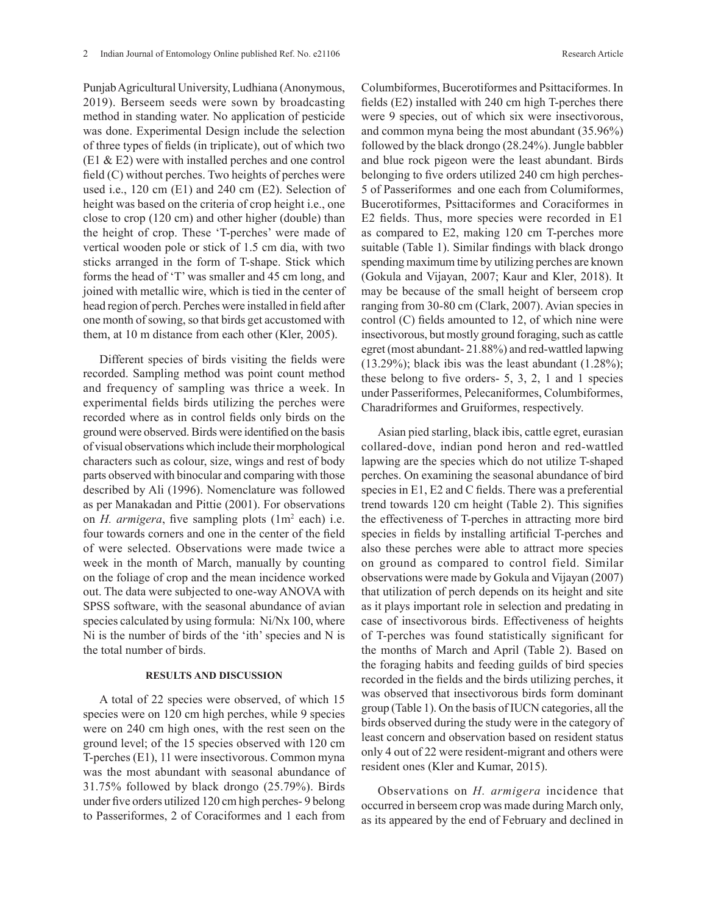Punjab Agricultural University, Ludhiana (Anonymous, 2019). Berseem seeds were sown by broadcasting method in standing water. No application of pesticide was done. Experimental Design include the selection of three types of fields (in triplicate), out of which two (E1 & E2) were with installed perches and one control field (C) without perches. Two heights of perches were used i.e., 120 cm (E1) and 240 cm (E2). Selection of height was based on the criteria of crop height i.e., one close to crop (120 cm) and other higher (double) than the height of crop. These 'T-perches' were made of vertical wooden pole or stick of 1.5 cm dia, with two sticks arranged in the form of T-shape. Stick which forms the head of 'T' was smaller and 45 cm long, and joined with metallic wire, which is tied in the center of head region of perch. Perches were installed in field after one month of sowing, so that birds get accustomed with them, at 10 m distance from each other (Kler, 2005).

Different species of birds visiting the fields were recorded. Sampling method was point count method and frequency of sampling was thrice a week. In experimental fields birds utilizing the perches were recorded where as in control fields only birds on the ground were observed. Birds were identified on the basis of visual observations which include their morphological characters such as colour, size, wings and rest of body parts observed with binocular and comparing with those described by Ali (1996). Nomenclature was followed as per Manakadan and Pittie (2001). For observations on *H. armigera*, five sampling plots (1m$^2$ each) i.e. four towards corners and one in the center of the field of were selected. Observations were made twice a week in the month of March, manually by counting on the foliage of crop and the mean incidence worked out. The data were subjected to one-way ANOVA with SPSS software, with the seasonal abundance of avian species calculated by using formula: Ni/Nx 100, where Ni is the number of birds of the 'ith' species and N is the total number of birds.

## RESULTS AND DISCUSSION

A total of 22 species were observed, of which 15 species were on 120 cm high perches, while 9 species were on 240 cm high ones, with the rest seen on the ground level; of the 15 species observed with 120 cm T-perches (E1), 11 were insectivorous. Common myna was the most abundant with seasonal abundance of 31.75% followed by black drongo (25.79%). Birds under five orders utilized 120 cm high perches- 9 belong to Passeriformes, 2 of Coraciformes and 1 each from Columbiformes, Bucerotiformes and Psittaciformes. In fields (E2) installed with 240 cm high T-perches there were 9 species, out of which six were insectivorous, and common myna being the most abundant (35.96%) followed by the black drongo (28.24%). Jungle babbler and blue rock pigeon were the least abundant. Birds belonging to five orders utilized 240 cm high perches- 5 of Passeriformes and one each from Columiformes, Bucerotiformes, Psittaciformes and Coraciformes in E2 fields. Thus, more species were recorded in E1 as compared to E2, making 120 cm T-perches more suitable (Table 1). Similar findings with black drongo spending maximum time by utilizing perches are known (Gokula and Vijayan, 2007; Kaur and Kler, 2018). It may be because of the small height of berseem crop ranging from 30-80 cm (Clark, 2007). Avian species in control (C) fields amounted to 12, of which nine were insectivorous, but mostly ground foraging, such as cattle egret (most abundant- 21.88%) and red-wattled lapwing (13.29%); black ibis was the least abundant (1.28%); these belong to five orders- 5, 3, 2, 1 and 1 species under Passeriformes, Pelecaniformes, Columbiformes, Charadriformes and Gruiformes, respectively.

Asian pied starling, black ibis, cattle egret, eurasian collared-dove, indian pond heron and red-wattled lapwing are the species which do not utilize T-shaped perches. On examining the seasonal abundance of bird species in E1, E2 and C fields. There was a preferential trend towards 120 cm height (Table 2). This signifies the effectiveness of T-perches in attracting more bird species in fields by installing artificial T-perches and also these perches were able to attract more species on ground as compared to control field. Similar observations were made by Gokula and Vijayan (2007) that utilization of perch depends on its height and site as it plays important role in selection and predating in case of insectivorous birds. Effectiveness of heights of T-perches was found statistically significant for the months of March and April (Table 2). Based on the foraging habits and feeding guilds of bird species recorded in the fields and the birds utilizing perches, it was observed that insectivorous birds form dominant group (Table 1). On the basis of IUCN categories, all the birds observed during the study were in the category of least concern and observation based on resident status only 4 out of 22 were resident-migrant and others were resident ones (Kler and Kumar, 2015).

Observations on *H. armigera* incidence that occurred in berseem crop was made during March only, as its appeared by the end of February and declined in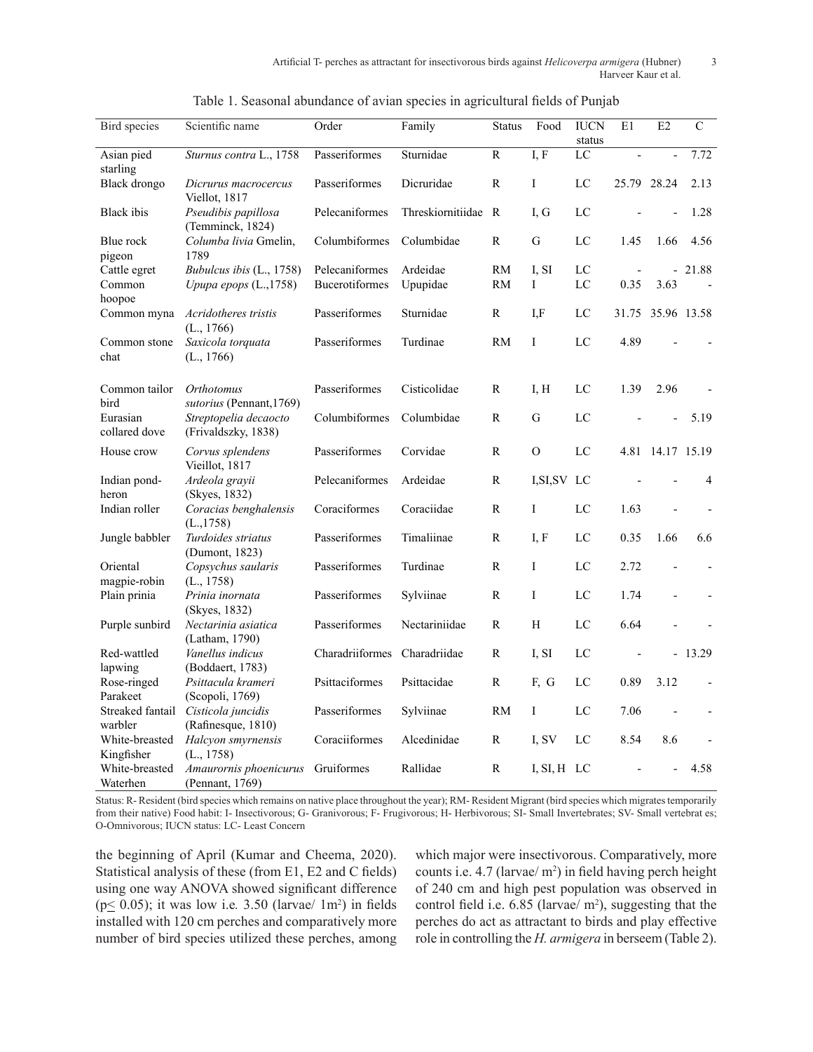Table 1. Seasonal abundance of avian species in agricultural fields of Punjab

| Bird species | Scientific name | Order | Family | Status | Food | IUCN status | E1 | E2 | C |
|---|---|---|---|---|---|---|---|---|---|
| Asian pied starling | *Sturnus contra* L., 1758 | Passeriformes | Sturnidae | R | I, F | LC | - | - | 7.72 |
| Black drongo | *Dicrurus macrocercus* Viellot, 1817 | Passeriformes | Dicruridae | R | I | LC | 25.79 | 28.24 | 2.13 |
| Black ibis | *Pseudibis papillosa* (Temminck, 1824) | Pelecaniformes | Threskiornitiidae | R | I, G | LC | - | - | 1.28 |
| Blue rock pigeon | *Columba livia* Gmelin, 1789 | Columbiformes | Columbidae | R | G | LC | 1.45 | 1.66 | 4.56 |
| Cattle egret | *Bubulcus ibis* (L., 1758) | Pelecaniformes | Ardeidae | RM | I, SI | LC | - | - | 21.88 |
| Common hoopoe | *Upupa epops* (L.,1758) | Bucerotiformes | Upupidae | RM | I | LC | 0.35 | 3.63 | - |
| Common myna | *Acridotheres tristis* (L., 1766) | Passeriformes | Sturnidae | R | I,F | LC | 31.75 | 35.96 | 13.58 |
| Common stone chat | *Saxicola torquata* (L., 1766) | Passeriformes | Turdinae | RM | I | LC | 4.89 | - | - |
| Common tailor bird | *Orthotomus sutorius* (Pennant,1769) | Passeriformes | Cisticolidae | R | I, H | LC | 1.39 | 2.96 | - |
| Eurasian collared dove | *Streptopelia decaocto* (Frivaldszky, 1838) | Columbiformes | Columbidae | R | G | LC | - | - | 5.19 |
| House crow | *Corvus splendens* Vieillot, 1817 | Passeriformes | Corvidae | R | O | LC | 4.81 | 14.17 | 15.19 |
| Indian pond-heron | *Ardeola grayii* (Skyes, 1832) | Pelecaniformes | Ardeidae | R | I,SI,SV | LC | - | - | 4 |
| Indian roller | *Coracias benghalensis* (L.,1758) | Coraciformes | Coraciidae | R | I | LC | 1.63 | - | - |
| Jungle babbler | *Turdoides striatus* (Dumont, 1823) | Passeriformes | Timaliinae | R | I, F | LC | 0.35 | 1.66 | 6.6 |
| Oriental magpie-robin | *Copsychus saularis* (L., 1758) | Passeriformes | Turdinae | R | I | LC | 2.72 | - | - |
| Plain prinia | *Prinia inornata* (Skyes, 1832) | Passeriformes | Sylviinae | R | I | LC | 1.74 | - | - |
| Purple sunbird | *Nectarinia asiatica* (Latham, 1790) | Passeriformes | Nectariniidae | R | H | LC | 6.64 | - | - |
| Red-wattled lapwing | *Vanellus indicus* (Boddaert, 1783) | Charadriiformes | Charadriidae | R | I, SI | LC | - | - | 13.29 |
| Rose-ringed Parakeet | *Psittacula krameri* (Scopoli, 1769) | Psittaciformes | Psittacidae | R | F, G | LC | 0.89 | 3.12 | - |
| Streaked fantail warbler | *Cisticola juncidis* (Rafinesque, 1810) | Passeriformes | Sylviinae | RM | I | LC | 7.06 | - | - |
| White-breasted Kingfisher | *Halcyon smyrnensis* (L., 1758) | Coraciiformes | Alcedinidae | R | I, SV | LC | 8.54 | 8.6 | - |
| White-breasted Waterhen | *Amaurornis phoenicurus* (Pennant, 1769) | Gruiformes | Rallidae | R | I, SI, H | LC | - | - | 4.58 |

Status: R- Resident (bird species which remains on native place throughout the year); RM- Resident Migrant (bird species which migrates temporarily from their native) Food habit: I- Insectivorous; G- Granivorous; F- Frugivorous; H- Herbivorous; SI- Small Invertebrates; SV- Small vertebrat es; O-Omnivorous; IUCN status: LC- Least Concern

the beginning of April (Kumar and Cheema, 2020). Statistical analysis of these (from E1, E2 and C fields) using one way ANOVA showed significant difference ($p \leq 0.05$); it was low i.e. 3.50 (larvae/ 1m$^2$) in fields installed with 120 cm perches and comparatively more number of bird species utilized these perches, among which major were insectivorous. Comparatively, more counts i.e. 4.7 (larvae/ m$^2$) in field having perch height of 240 cm and high pest population was observed in control field i.e. 6.85 (larvae/ m$^2$), suggesting that the perches do act as attractant to birds and play effective role in controlling the *H. armigera* in berseem (Table 2).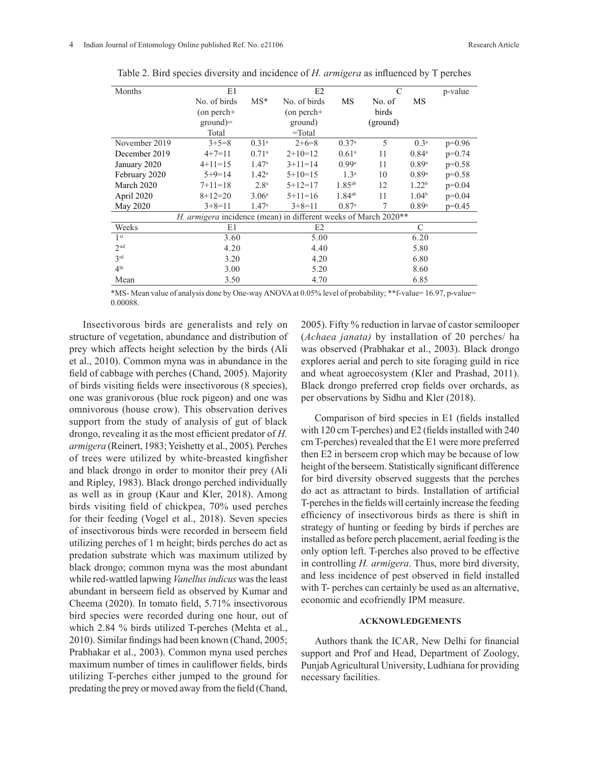Table 2. Bird species diversity and incidence of *H. armigera* as influenced by T perches

| Months | E1 | | E2 | | C | | p-value |
|---|---|---|---|---|---|---|---|
| | No. of birds (on perch+ ground)= Total | MS* | No. of birds (on perch+ ground) =Total | MS | No. of birds (ground) | MS | |
| November 2019 | 3+5=8 | 0.31[a] | 2+6=8 | 0.37[a] | 5 | 0.3[a] | p=0.96 |
| December 2019 | 4+7=11 | 0.71[a] | 2+10=12 | 0.61[a] | 11 | 0.84[a] | p=0.74 |
| January 2020 | 4+11=15 | 1.47[a] | 3+11=14 | 0.99[a] | 11 | 0.89[a] | p=0.58 |
| February 2020 | 5+9=14 | 1.42[a] | 5+10=15 | 1.3[a] | 10 | 0.89[a] | p=0.58 |
| March 2020 | 7+11=18 | 2.8[a] | 5+12=17 | 1.85[ab] | 12 | 1.22[b] | p=0.04 |
| April 2020 | 8+12=20 | 3.06[a] | 5+11=16 | 1.84[ab] | 11 | 1.04[b] | p=0.04 |
| May 2020 | 3+8=11 | 1.47[a] | 3+8=11 | 0.87[a] | 7 | 0.89[a] | p=0.45 |
| *H. armigera* incidence (mean) in different weeks of March 2020** | | | | | | | |
| Weeks | E1 | | E2 | | C | | |
| 1st | 3.60 | | 5.00 | | 6.20 | | |
| 2nd | 4.20 | | 4.40 | | 5.80 | | |
| 3rd | 3.20 | | 4.20 | | 6.80 | | |
| 4th | 3.00 | | 5.20 | | 8.60 | | |
| Mean | 3.50 | | 4.70 | | 6.85 | | |

*MS- Mean value of analysis done by One-way ANOVA at 0.05% level of probability; **f-value= 16.97, p-value= 0.00088.

Insectivorous birds are generalists and rely on structure of vegetation, abundance and distribution of prey which affects height selection by the birds (Ali et al., 2010). Common myna was in abundance in the field of cabbage with perches (Chand, 2005). Majority of birds visiting fields were insectivorous (8 species), one was granivorous (blue rock pigeon) and one was omnivorous (house crow). This observation derives support from the study of analysis of gut of black drongo, revealing it as the most efficient predator of *H. armigera* (Reinert, 1983; Yeishetty et al., 2005)*.* Perches of trees were utilized by white-breasted kingfisher and black drongo in order to monitor their prey (Ali and Ripley, 1983). Black drongo perched individually as well as in group (Kaur and Kler, 2018). Among birds visiting field of chickpea, 70% used perches for their feeding (Vogel et al., 2018). Seven species of insectivorous birds were recorded in berseem field utilizing perches of 1 m height; birds perches do act as predation substrate which was maximum utilized by black drongo; common myna was the most abundant while red-wattled lapwing *Vanellus indicus* was the least abundant in berseem field as observed by Kumar and Cheema (2020). In tomato field, 5.71% insectivorous bird species were recorded during one hour, out of which 2.84 % birds utilized T-perches (Mehta et al., 2010). Similar findings had been known (Chand, 2005; Prabhakar et al., 2003). Common myna used perches maximum number of times in cauliflower fields, birds utilizing T-perches either jumped to the ground for predating the prey or moved away from the field (Chand, 2005). Fifty % reduction in larvae of castor semilooper (*Achaea janata)* by installation of 20 perches/ ha was observed (Prabhakar et al., 2003). Black drongo explores aerial and perch to site foraging guild in rice and wheat agroecosystem (Kler and Prashad, 2011). Black drongo preferred crop fields over orchards, as per observations by Sidhu and Kler (2018).

Comparison of bird species in E1 (fields installed with 120 cm T-perches) and E2 (fields installed with 240 cm T-perches) revealed that the E1 were more preferred then E2 in berseem crop which may be because of low height of the berseem. Statistically significant difference for bird diversity observed suggests that the perches do act as attractant to birds. Installation of artificial T-perches in the fields will certainly increase the feeding efficiency of insectivorous birds as there is shift in strategy of hunting or feeding by birds if perches are installed as before perch placement, aerial feeding is the only option left. T-perches also proved to be effective in controlling *H. armigera*. Thus, more bird diversity, and less incidence of pest observed in field installed with T- perches can certainly be used as an alternative, economic and ecofriendly IPM measure.

#### ACKNOWLEDGEMENTS

Authors thank the ICAR, New Delhi for financial support and Prof and Head, Department of Zoology, Punjab Agricultural University, Ludhiana for providing necessary facilities.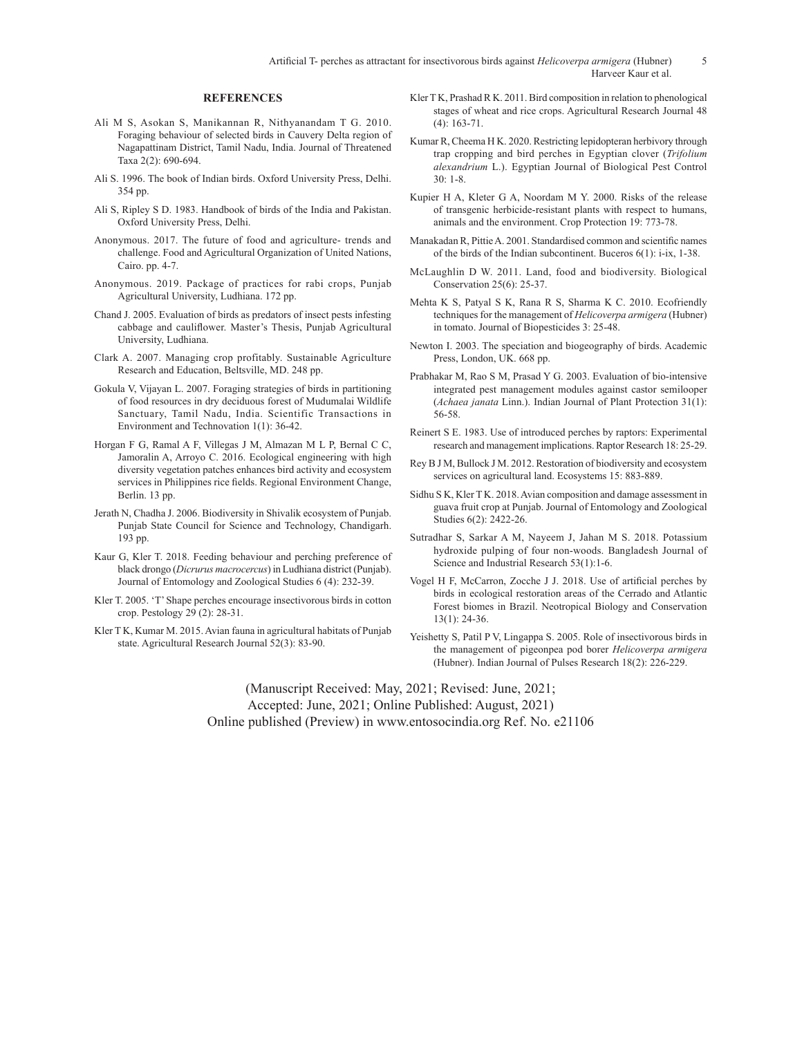## REFERENCES

Ali M S, Asokan S, Manikannan R, Nithyanandam T G. 2010. Foraging behaviour of selected birds in Cauvery Delta region of Nagapattinam District, Tamil Nadu, India. Journal of Threatened Taxa 2(2): 690-694.

Ali S. 1996. The book of Indian birds. Oxford University Press, Delhi. 354 pp.

Ali S, Ripley S D. 1983. Handbook of birds of the India and Pakistan. Oxford University Press, Delhi.

Anonymous. 2017. The future of food and agriculture- trends and challenge. Food and Agricultural Organization of United Nations, Cairo. pp. 4-7.

Anonymous. 2019. Package of practices for rabi crops, Punjab Agricultural University, Ludhiana. 172 pp.

Chand J. 2005. Evaluation of birds as predators of insect pests infesting cabbage and cauliflower. Master's Thesis, Punjab Agricultural University, Ludhiana.

Clark A. 2007. Managing crop profitably. Sustainable Agriculture Research and Education, Beltsville, MD. 248 pp.

Gokula V, Vijayan L. 2007. Foraging strategies of birds in partitioning of food resources in dry deciduous forest of Mudumalai Wildlife Sanctuary, Tamil Nadu, India. Scientific Transactions in Environment and Technovation 1(1): 36-42.

Horgan F G, Ramal A F, Villegas J M, Almazan M L P, Bernal C C, Jamoralin A, Arroyo C. 2016. Ecological engineering with high diversity vegetation patches enhances bird activity and ecosystem services in Philippines rice fields. Regional Environment Change, Berlin. 13 pp.

Jerath N, Chadha J. 2006. Biodiversity in Shivalik ecosystem of Punjab. Punjab State Council for Science and Technology, Chandigarh. 193 pp.

Kaur G, Kler T. 2018. Feeding behaviour and perching preference of black drongo (*Dicrurus macrocercus*) in Ludhiana district (Punjab). Journal of Entomology and Zoological Studies 6 (4): 232-39.

Kler T. 2005. 'T' Shape perches encourage insectivorous birds in cotton crop. Pestology 29 (2): 28-31.

Kler T K, Kumar M. 2015. Avian fauna in agricultural habitats of Punjab state. Agricultural Research Journal 52(3): 83-90.

Kler T K, Prashad R K. 2011. Bird composition in relation to phenological stages of wheat and rice crops. Agricultural Research Journal 48 (4): 163-71.

Kumar R, Cheema H K. 2020. Restricting lepidopteran herbivory through trap cropping and bird perches in Egyptian clover (*Trifolium alexandrium* L.). Egyptian Journal of Biological Pest Control 30: 1-8.

Kupier H A, Kleter G A, Noordam M Y. 2000. Risks of the release of transgenic herbicide-resistant plants with respect to humans, animals and the environment. Crop Protection 19: 773-78.

Manakadan R, Pittie A. 2001. Standardised common and scientific names of the birds of the Indian subcontinent. Buceros 6(1): i-ix, 1-38.

McLaughlin D W. 2011. Land, food and biodiversity. Biological Conservation 25(6): 25-37.

Mehta K S, Patyal S K, Rana R S, Sharma K C. 2010. Ecofriendly techniques for the management of *Helicoverpa armigera* (Hubner) in tomato. Journal of Biopesticides 3: 25-48.

Newton I. 2003. The speciation and biogeography of birds. Academic Press, London, UK. 668 pp.

Prabhakar M, Rao S M, Prasad Y G. 2003. Evaluation of bio-intensive integrated pest management modules against castor semilooper (*Achaea janata* Linn.). Indian Journal of Plant Protection 31(1): 56-58.

Reinert S E. 1983. Use of introduced perches by raptors: Experimental research and management implications. Raptor Research 18: 25-29.

Rey B J M, Bullock J M. 2012. Restoration of biodiversity and ecosystem services on agricultural land. Ecosystems 15: 883-889.

Sidhu S K, Kler T K. 2018. Avian composition and damage assessment in guava fruit crop at Punjab. Journal of Entomology and Zoological Studies 6(2): 2422-26.

Sutradhar S, Sarkar A M, Nayeem J, Jahan M S. 2018. Potassium hydroxide pulping of four non-woods. Bangladesh Journal of Science and Industrial Research 53(1):1-6.

Vogel H F, McCarron, Zocche J J. 2018. Use of artificial perches by birds in ecological restoration areas of the Cerrado and Atlantic Forest biomes in Brazil. Neotropical Biology and Conservation 13(1): 24-36.

Yeishetty S, Patil P V, Lingappa S. 2005. Role of insectivorous birds in the management of pigeonpea pod borer *Helicoverpa armigera* (Hubner). Indian Journal of Pulses Research 18(2): 226-229.

(Manuscript Received: May, 2021; Revised: June, 2021;
Accepted: June, 2021; Online Published: August, 2021)
Online published (Preview) in www.entosocindia.org Ref. No. e21106